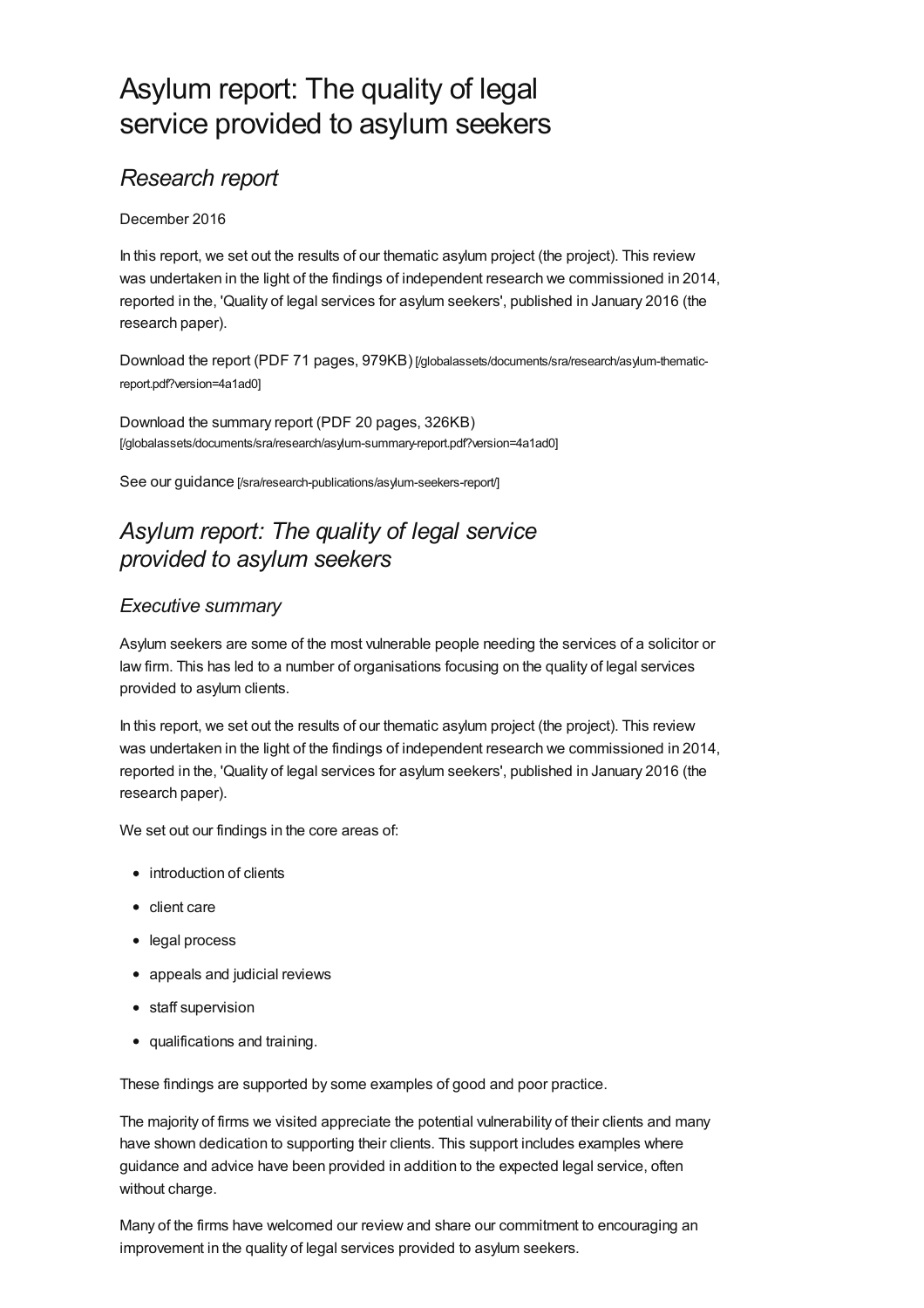# Asylum report: The quality of legal service provided to asylum seekers

## *Research report*

December 2016

In this report, we set out the results of our thematic asylum project (the project). This review was undertaken in the light of the findings of independent research we commissioned in 2014, reported in the, 'Quality of legal services for asylum seekers', published in January 2016 (the research paper).

Download the report (PDF 71 pages, 979KB) [/globalassets/documents/sra/research/asylum-thematic-report.pdf?version=4a1ad0]

Download the summary report (PDF 20 pages, 326KB) [/globalassets/documents/sra/research/asylum-summary-report.pdf?version=4a1ad0]

See our guidance [/sra/research-publications/asylum-seekers-report/]

## *Asylum report: The quality of legal service provided to asylum seekers*

### *Executive summary*

Asylum seekers are some of the most vulnerable people needing the services of a solicitor or law firm. This has led to a number of organisations focusing on the quality of legal services provided to asylum clients.

In this report, we set out the results of our thematic asylum project (the project). This review was undertaken in the light of the findings of independent research we commissioned in 2014, reported in the, 'Quality of legal services for asylum seekers', published in January 2016 (the research paper).

We set out our findings in the core areas of:

- introduction of clients
- client care
- legal process
- appeals and judicial reviews
- staff supervision
- qualifications and training.

These findings are supported by some examples of good and poor practice.

The majority of firms we visited appreciate the potential vulnerability of their clients and many have shown dedication to supporting their clients. This support includes examples where guidance and advice have been provided in addition to the expected legal service, often without charge.

Many of the firms have welcomed our review and share our commitment to encouraging an improvement in the quality of legal services provided to asylum seekers.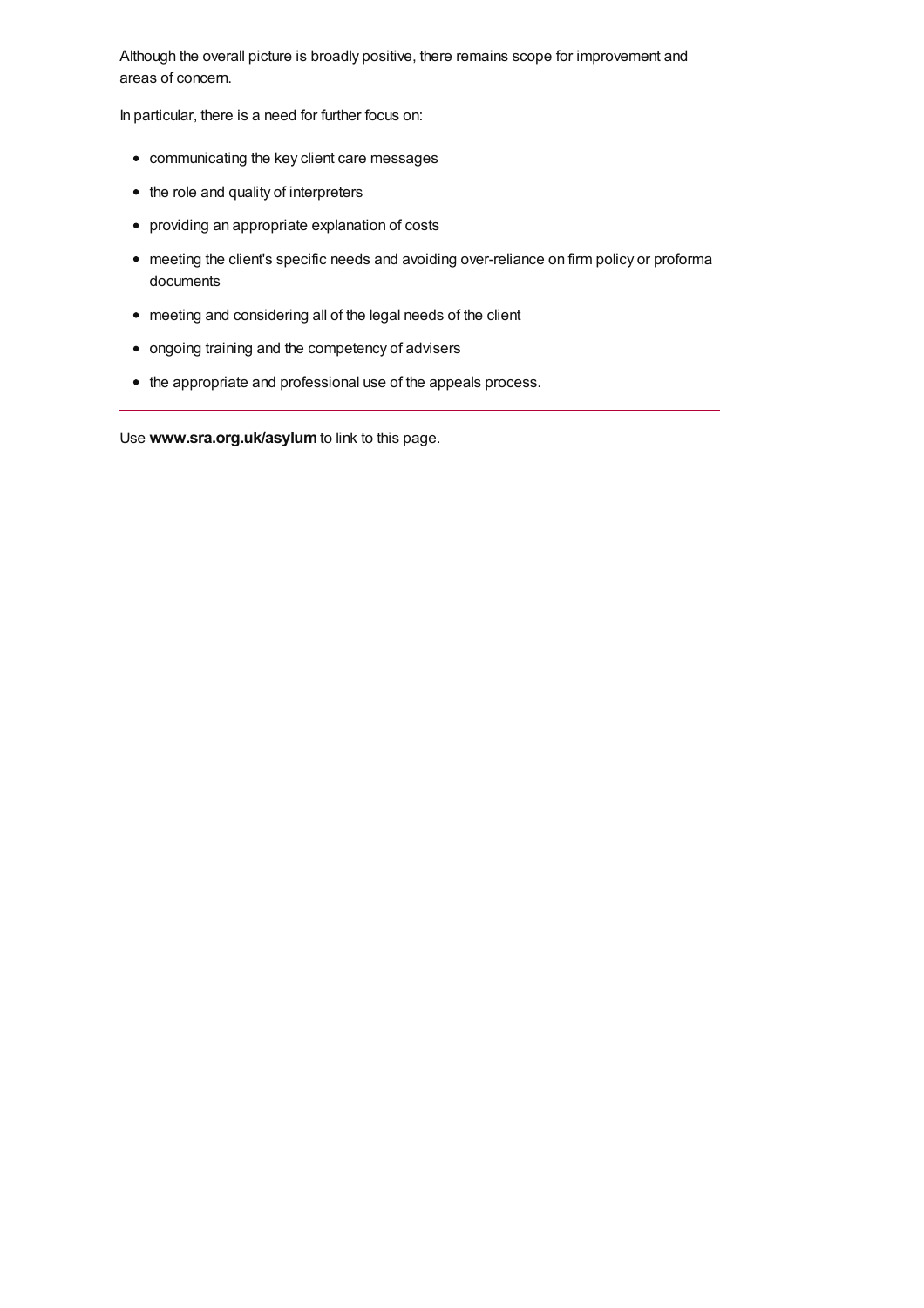Although the overall picture is broadly positive, there remains scope for improvement and areas of concern.

In particular, there is a need for further focus on:

- communicating the key client care messages
- the role and quality of interpreters
- providing an appropriate explanation of costs
- meeting the client's specific needs and avoiding over-reliance on firm policy or proforma documents
- meeting and considering all of the legal needs of the client
- ongoing training and the competency of advisers
- the appropriate and professional use of the appeals process.

---

Use **www.sra.org.uk/asylum** to link to this page.